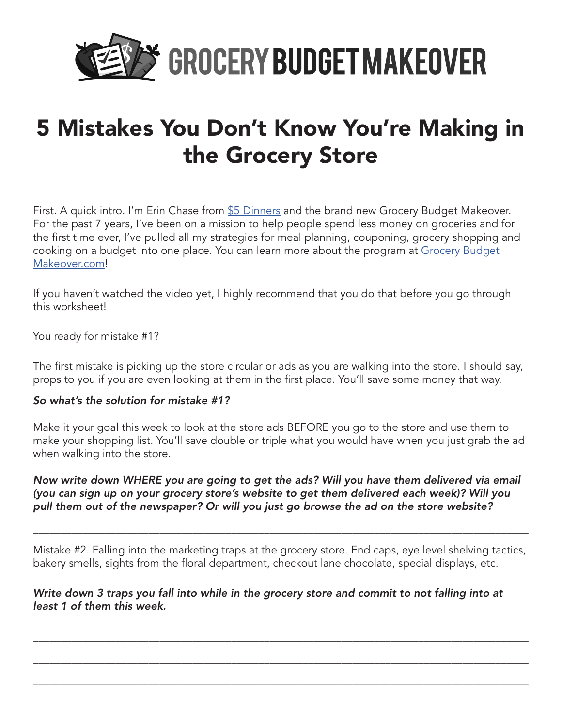GROCERY BUDGET MAKEOVER

# 5 Mistakes You Don't Know You're Making in the Grocery Store

First. A quick intro. I'm Erin Chase from [$5 Dinners] and the brand new Grocery Budget Makeover. For the past 7 years, I've been on a mission to help people spend less money on groceries and for the first time ever, I've pulled all my strategies for meal planning, couponing, grocery shopping and cooking on a budget into one place. You can learn more about the program at [Grocery Budget Makeover.com]!

If you haven't watched the video yet, I highly recommend that you do that before you go through this worksheet!

You ready for mistake #1?

The first mistake is picking up the store circular or ads as you are walking into the store. I should say, props to you if you are even looking at them in the first place. You'll save some money that way.

***So what's the solution for mistake #1?***

Make it your goal this week to look at the store ads BEFORE you go to the store and use them to make your shopping list. You'll save double or triple what you would have when you just grab the ad when walking into the store.

***Now write down WHERE you are going to get the ads? Will you have them delivered via email (you can sign up on your grocery store's website to get them delivered each week)? Will you pull them out of the newspaper? Or will you just go browse the ad on the store website?***

\_\_\_\_\_\_\_\_\_\_\_\_\_\_\_\_\_\_\_\_\_\_\_\_\_\_\_\_\_\_\_\_\_\_\_\_\_\_\_\_\_\_\_\_\_\_\_\_\_\_\_\_\_\_\_\_\_\_\_\_\_\_\_\_\_\_\_\_\_\_\_\_\_\_\_\_

Mistake #2. Falling into the marketing traps at the grocery store. End caps, eye level shelving tactics, bakery smells, sights from the floral department, checkout lane chocolate, special displays, etc.

***Write down 3 traps you fall into while in the grocery store and commit to not falling into at least 1 of them this week.***

\_\_\_\_\_\_\_\_\_\_\_\_\_\_\_\_\_\_\_\_\_\_\_\_\_\_\_\_\_\_\_\_\_\_\_\_\_\_\_\_\_\_\_\_\_\_\_\_\_\_\_\_\_\_\_\_\_\_\_\_\_\_\_\_\_\_\_\_\_\_\_\_\_\_\_\_

\_\_\_\_\_\_\_\_\_\_\_\_\_\_\_\_\_\_\_\_\_\_\_\_\_\_\_\_\_\_\_\_\_\_\_\_\_\_\_\_\_\_\_\_\_\_\_\_\_\_\_\_\_\_\_\_\_\_\_\_\_\_\_\_\_\_\_\_\_\_\_\_\_\_\_\_

\_\_\_\_\_\_\_\_\_\_\_\_\_\_\_\_\_\_\_\_\_\_\_\_\_\_\_\_\_\_\_\_\_\_\_\_\_\_\_\_\_\_\_\_\_\_\_\_\_\_\_\_\_\_\_\_\_\_\_\_\_\_\_\_\_\_\_\_\_\_\_\_\_\_\_\_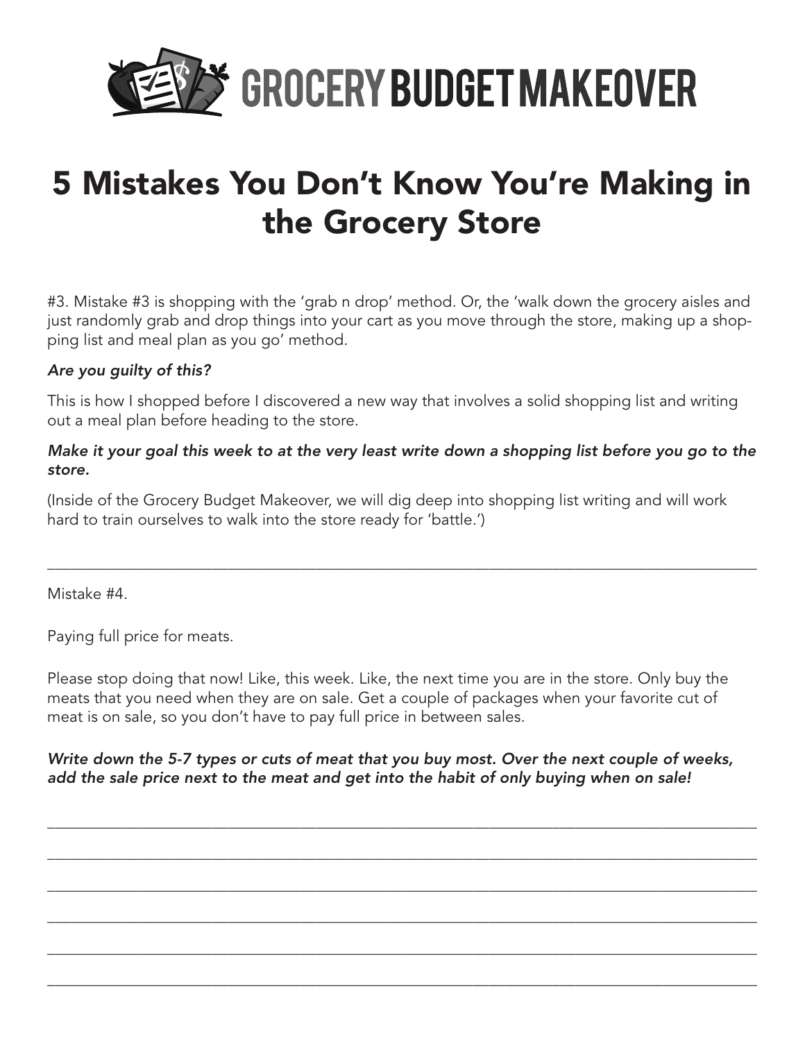# 5 Mistakes You Don't Know You're Making in the Grocery Store

#3. Mistake #3 is shopping with the 'grab n drop' method. Or, the 'walk down the grocery aisles and just randomly grab and drop things into your cart as you move through the store, making up a shopping list and meal plan as you go' method.

*Are you guilty of this?*

This is how I shopped before I discovered a new way that involves a solid shopping list and writing out a meal plan before heading to the store.

***Make it your goal this week to at the very least write down a shopping list before you go to the store.***

(Inside of the Grocery Budget Makeover, we will dig deep into shopping list writing and will work hard to train ourselves to walk into the store ready for 'battle.')

---

Mistake #4.

Paying full price for meats.

Please stop doing that now! Like, this week. Like, the next time you are in the store. Only buy the meats that you need when they are on sale. Get a couple of packages when your favorite cut of meat is on sale, so you don't have to pay full price in between sales.

***Write down the 5-7 types or cuts of meat that you buy most. Over the next couple of weeks, add the sale price next to the meat and get into the habit of only buying when on sale!***

\_\_\_\_\_\_\_\_\_\_\_\_\_\_\_\_\_\_\_\_\_\_\_\_\_\_\_\_\_\_\_\_\_\_\_\_\_\_\_\_\_\_\_\_

\_\_\_\_\_\_\_\_\_\_\_\_\_\_\_\_\_\_\_\_\_\_\_\_\_\_\_\_\_\_\_\_\_\_\_\_\_\_\_\_\_\_\_\_

\_\_\_\_\_\_\_\_\_\_\_\_\_\_\_\_\_\_\_\_\_\_\_\_\_\_\_\_\_\_\_\_\_\_\_\_\_\_\_\_\_\_\_\_

\_\_\_\_\_\_\_\_\_\_\_\_\_\_\_\_\_\_\_\_\_\_\_\_\_\_\_\_\_\_\_\_\_\_\_\_\_\_\_\_\_\_\_\_

\_\_\_\_\_\_\_\_\_\_\_\_\_\_\_\_\_\_\_\_\_\_\_\_\_\_\_\_\_\_\_\_\_\_\_\_\_\_\_\_\_\_\_\_

\_\_\_\_\_\_\_\_\_\_\_\_\_\_\_\_\_\_\_\_\_\_\_\_\_\_\_\_\_\_\_\_\_\_\_\_\_\_\_\_\_\_\_\_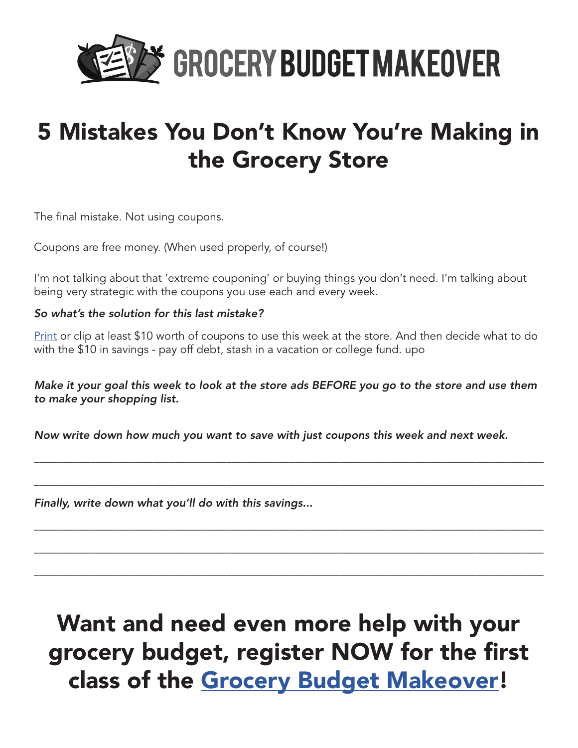# GROCERY BUDGET MAKEOVER

# 5 Mistakes You Don't Know You're Making in the Grocery Store

The final mistake. Not using coupons.

Coupons are free money. (When used properly, of course!)

I'm not talking about that 'extreme couponing' or buying things you don't need. I'm talking about being very strategic with the coupons you use each and every week.

***So what's the solution for this last mistake?***

[Print](#) or clip at least $10 worth of coupons to use this week at the store. And then decide what to do with the $10 in savings - pay off debt, stash in a vacation or college fund. upo

***Make it your goal this week to look at the store ads BEFORE you go to the store and use them to make your shopping list.***

***Now write down how much you want to save with just coupons this week and next week.***

_______________________________________________________________________________

_______________________________________________________________________________

***Finally, write down what you'll do with this savings...***

_______________________________________________________________________________

_______________________________________________________________________________

_______________________________________________________________________________

# Want and need even more help with your grocery budget, register NOW for the first class of the [Grocery Budget Makeover](#)!